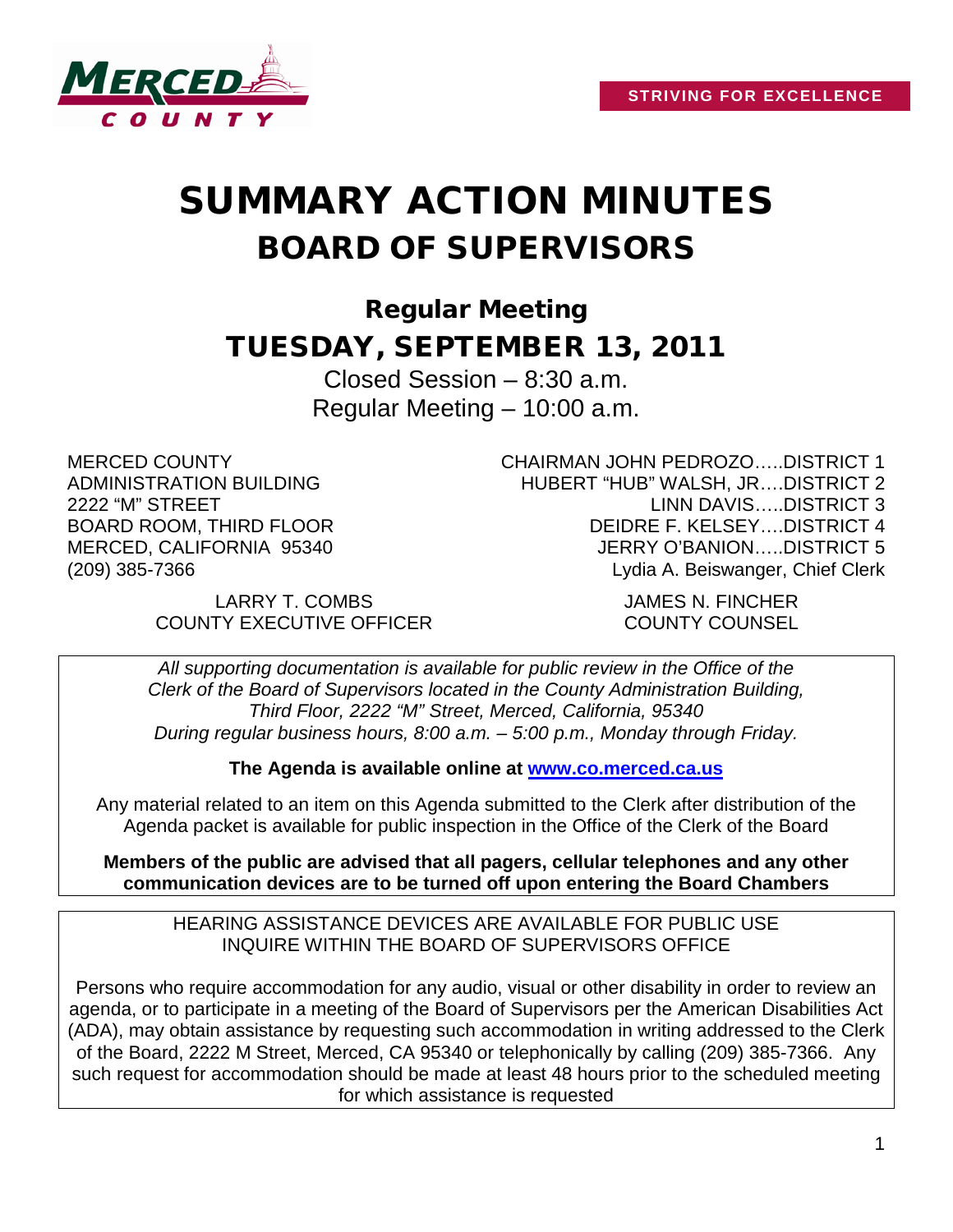STRIVING FOR EXCELLENCE

# SUMMARY ACTION MINUTES
## BOARD OF SUPERVISORS

### Regular Meeting
## TUESDAY, SEPTEMBER 13, 2011

Closed Session – 8:30 a.m.
Regular Meeting – 10:00 a.m.

MERCED COUNTY
ADMINISTRATION BUILDING
2222 "M" STREET
BOARD ROOM, THIRD FLOOR
MERCED, CALIFORNIA 95340
(209) 385-7366

CHAIRMAN JOHN PEDROZO…..DISTRICT 1
HUBERT "HUB" WALSH, JR….DISTRICT 2
LINN DAVIS…..DISTRICT 3
DEIDRE F. KELSEY….DISTRICT 4
JERRY O'BANION…..DISTRICT 5
Lydia A. Beiswanger, Chief Clerk

LARRY T. COMBS
COUNTY EXECUTIVE OFFICER

JAMES N. FINCHER
COUNTY COUNSEL

*All supporting documentation is available for public review in the Office of the Clerk of the Board of Supervisors located in the County Administration Building, Third Floor, 2222 "M" Street, Merced, California, 95340 During regular business hours, 8:00 a.m. – 5:00 p.m., Monday through Friday.*

**The Agenda is available online at www.co.merced.ca.us**

Any material related to an item on this Agenda submitted to the Clerk after distribution of the Agenda packet is available for public inspection in the Office of the Clerk of the Board

**Members of the public are advised that all pagers, cellular telephones and any other communication devices are to be turned off upon entering the Board Chambers**

HEARING ASSISTANCE DEVICES ARE AVAILABLE FOR PUBLIC USE
INQUIRE WITHIN THE BOARD OF SUPERVISORS OFFICE

Persons who require accommodation for any audio, visual or other disability in order to review an agenda, or to participate in a meeting of the Board of Supervisors per the American Disabilities Act (ADA), may obtain assistance by requesting such accommodation in writing addressed to the Clerk of the Board, 2222 M Street, Merced, CA 95340 or telephonically by calling (209) 385-7366. Any such request for accommodation should be made at least 48 hours prior to the scheduled meeting for which assistance is requested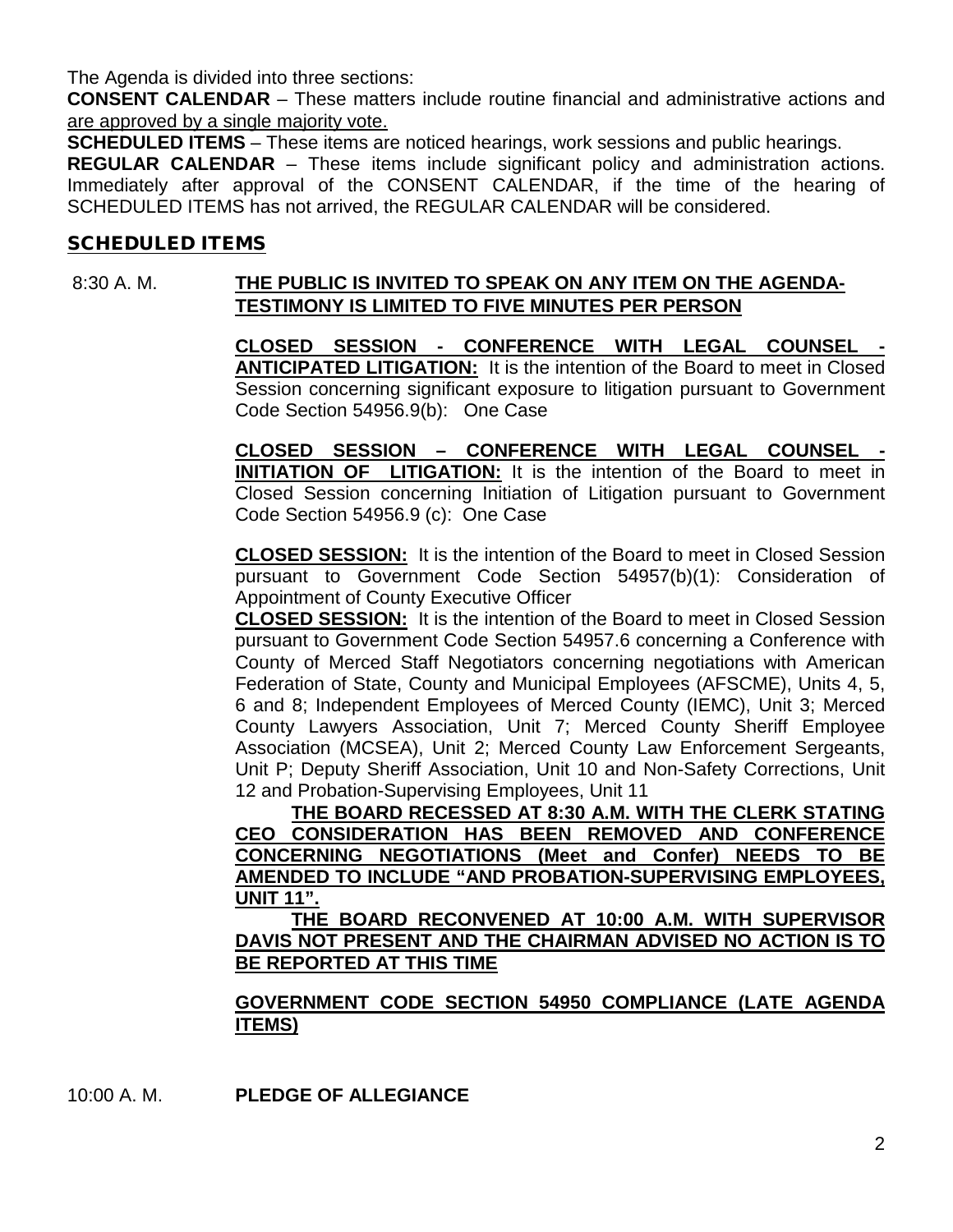The Agenda is divided into three sections:

**CONSENT CALENDAR** – These matters include routine financial and administrative actions and <u>are approved by a single majority vote.</u>

**SCHEDULED ITEMS** – These items are noticed hearings, work sessions and public hearings.

**REGULAR CALENDAR** – These items include significant policy and administration actions. Immediately after approval of the CONSENT CALENDAR, if the time of the hearing of SCHEDULED ITEMS has not arrived, the REGULAR CALENDAR will be considered.

## SCHEDULED ITEMS

8:30 A. M. **<u>THE PUBLIC IS INVITED TO SPEAK ON ANY ITEM ON THE AGENDA-TESTIMONY IS LIMITED TO FIVE MINUTES PER PERSON</u>**

**<u>CLOSED SESSION - CONFERENCE WITH LEGAL COUNSEL - ANTICIPATED LITIGATION:</u>** It is the intention of the Board to meet in Closed Session concerning significant exposure to litigation pursuant to Government Code Section 54956.9(b): One Case

**<u>CLOSED SESSION – CONFERENCE WITH LEGAL COUNSEL - INITIATION OF LITIGATION:</u>** It is the intention of the Board to meet in Closed Session concerning Initiation of Litigation pursuant to Government Code Section 54956.9 (c): One Case

**<u>CLOSED SESSION:</u>** It is the intention of the Board to meet in Closed Session pursuant to Government Code Section 54957(b)(1): Consideration of Appointment of County Executive Officer

**<u>CLOSED SESSION:</u>** It is the intention of the Board to meet in Closed Session pursuant to Government Code Section 54957.6 concerning a Conference with County of Merced Staff Negotiators concerning negotiations with American Federation of State, County and Municipal Employees (AFSCME), Units 4, 5, 6 and 8; Independent Employees of Merced County (IEMC), Unit 3; Merced County Lawyers Association, Unit 7; Merced County Sheriff Employee Association (MCSEA), Unit 2; Merced County Law Enforcement Sergeants, Unit P; Deputy Sheriff Association, Unit 10 and Non-Safety Corrections, Unit 12 and Probation-Supervising Employees, Unit 11

**<u>THE BOARD RECESSED AT 8:30 A.M. WITH THE CLERK STATING CEO CONSIDERATION HAS BEEN REMOVED AND CONFERENCE CONCERNING NEGOTIATIONS (Meet and Confer) NEEDS TO BE AMENDED TO INCLUDE "AND PROBATION-SUPERVISING EMPLOYEES, UNIT 11".</u>**

**<u>THE BOARD RECONVENED AT 10:00 A.M. WITH SUPERVISOR DAVIS NOT PRESENT AND THE CHAIRMAN ADVISED NO ACTION IS TO BE REPORTED AT THIS TIME</u>**

**<u>GOVERNMENT CODE SECTION 54950 COMPLIANCE (LATE AGENDA ITEMS)</u>**

10:00 A. M. **PLEDGE OF ALLEGIANCE**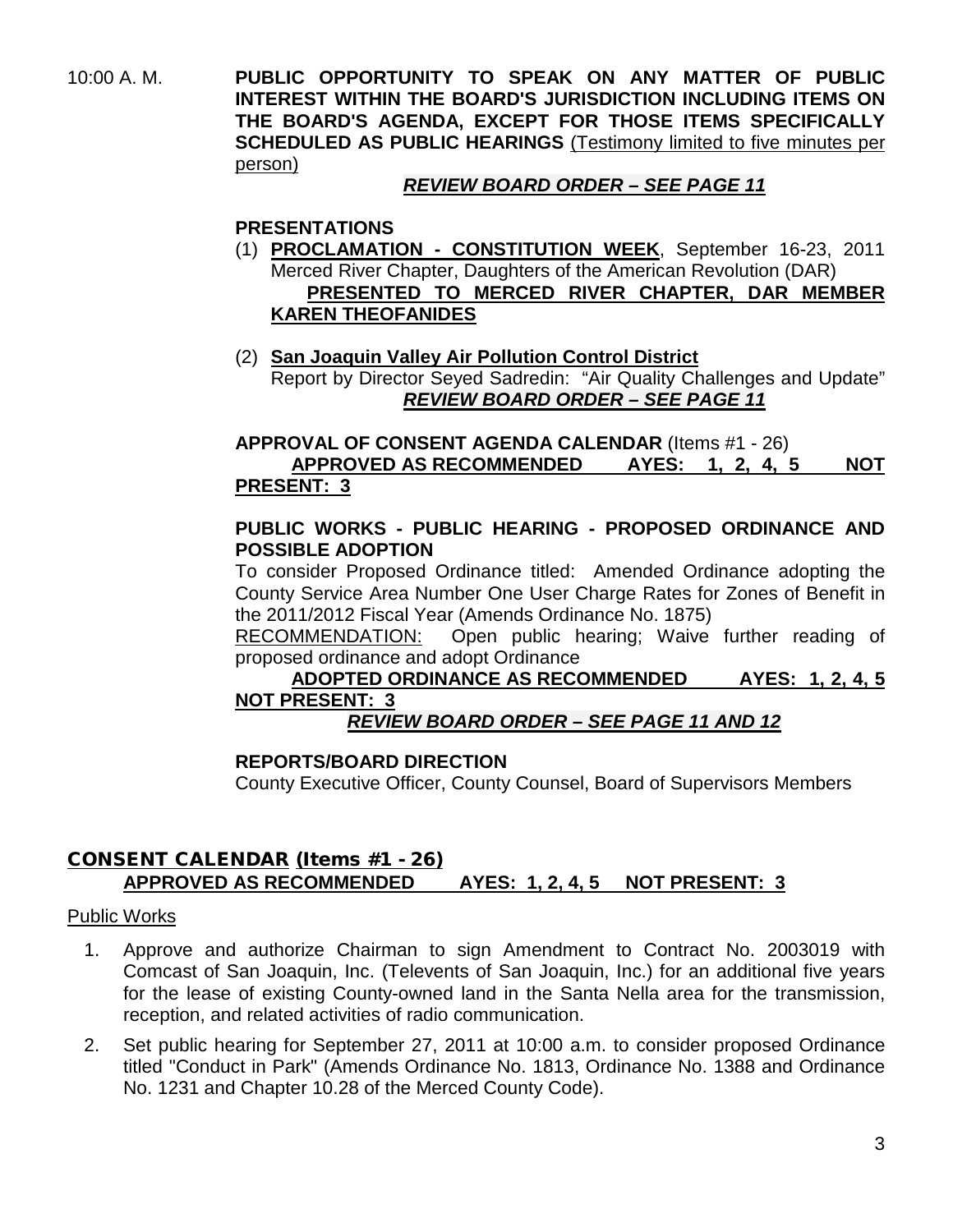10:00 A. M. **PUBLIC OPPORTUNITY TO SPEAK ON ANY MATTER OF PUBLIC INTEREST WITHIN THE BOARD'S JURISDICTION INCLUDING ITEMS ON THE BOARD'S AGENDA, EXCEPT FOR THOSE ITEMS SPECIFICALLY SCHEDULED AS PUBLIC HEARINGS** (Testimony limited to five minutes per person)

***REVIEW BOARD ORDER – SEE PAGE 11***

**PRESENTATIONS**

(1) **PROCLAMATION - CONSTITUTION WEEK**, September 16-23, 2011
Merced River Chapter, Daughters of the American Revolution (DAR)
**PRESENTED TO MERCED RIVER CHAPTER, DAR MEMBER KAREN THEOFANIDES**

(2) **San Joaquin Valley Air Pollution Control District**
Report by Director Seyed Sadredin: "Air Quality Challenges and Update"
***REVIEW BOARD ORDER – SEE PAGE 11***

**APPROVAL OF CONSENT AGENDA CALENDAR** (Items #1 - 26)
**APPROVED AS RECOMMENDED AYES: 1, 2, 4, 5 NOT PRESENT: 3**

**PUBLIC WORKS - PUBLIC HEARING - PROPOSED ORDINANCE AND POSSIBLE ADOPTION**

To consider Proposed Ordinance titled: Amended Ordinance adopting the County Service Area Number One User Charge Rates for Zones of Benefit in the 2011/2012 Fiscal Year (Amends Ordinance No. 1875)

RECOMMENDATION: Open public hearing; Waive further reading of proposed ordinance and adopt Ordinance

**ADOPTED ORDINANCE AS RECOMMENDED AYES: 1, 2, 4, 5 NOT PRESENT: 3**

***REVIEW BOARD ORDER – SEE PAGE 11 AND 12***

**REPORTS/BOARD DIRECTION**

County Executive Officer, County Counsel, Board of Supervisors Members

## CONSENT CALENDAR (Items #1 - 26)

**APPROVED AS RECOMMENDED AYES: 1, 2, 4, 5 NOT PRESENT: 3**

Public Works

1. Approve and authorize Chairman to sign Amendment to Contract No. 2003019 with Comcast of San Joaquin, Inc. (Televents of San Joaquin, Inc.) for an additional five years for the lease of existing County-owned land in the Santa Nella area for the transmission, reception, and related activities of radio communication.
2. Set public hearing for September 27, 2011 at 10:00 a.m. to consider proposed Ordinance titled "Conduct in Park" (Amends Ordinance No. 1813, Ordinance No. 1388 and Ordinance No. 1231 and Chapter 10.28 of the Merced County Code).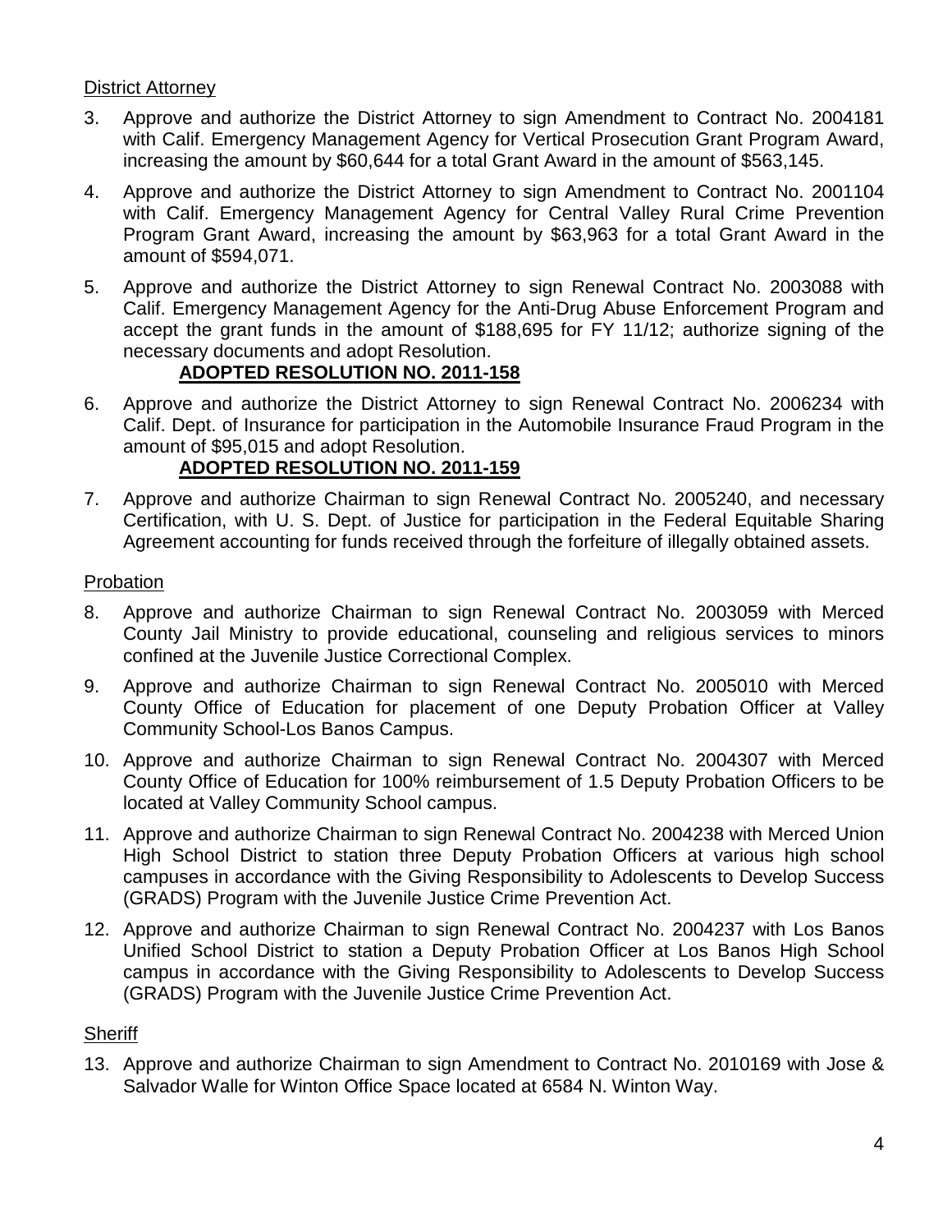District Attorney

3. Approve and authorize the District Attorney to sign Amendment to Contract No. 2004181 with Calif. Emergency Management Agency for Vertical Prosecution Grant Program Award, increasing the amount by $60,644 for a total Grant Award in the amount of $563,145.

4. Approve and authorize the District Attorney to sign Amendment to Contract No. 2001104 with Calif. Emergency Management Agency for Central Valley Rural Crime Prevention Program Grant Award, increasing the amount by $63,963 for a total Grant Award in the amount of $594,071.

5. Approve and authorize the District Attorney to sign Renewal Contract No. 2003088 with Calif. Emergency Management Agency for the Anti-Drug Abuse Enforcement Program and accept the grant funds in the amount of $188,695 for FY 11/12; authorize signing of the necessary documents and adopt Resolution.
   **ADOPTED RESOLUTION NO. 2011-158**

6. Approve and authorize the District Attorney to sign Renewal Contract No. 2006234 with Calif. Dept. of Insurance for participation in the Automobile Insurance Fraud Program in the amount of $95,015 and adopt Resolution.
   **ADOPTED RESOLUTION NO. 2011-159**

7. Approve and authorize Chairman to sign Renewal Contract No. 2005240, and necessary Certification, with U. S. Dept. of Justice for participation in the Federal Equitable Sharing Agreement accounting for funds received through the forfeiture of illegally obtained assets.

Probation

8. Approve and authorize Chairman to sign Renewal Contract No. 2003059 with Merced County Jail Ministry to provide educational, counseling and religious services to minors confined at the Juvenile Justice Correctional Complex.

9. Approve and authorize Chairman to sign Renewal Contract No. 2005010 with Merced County Office of Education for placement of one Deputy Probation Officer at Valley Community School-Los Banos Campus.

10. Approve and authorize Chairman to sign Renewal Contract No. 2004307 with Merced County Office of Education for 100% reimbursement of 1.5 Deputy Probation Officers to be located at Valley Community School campus.

11. Approve and authorize Chairman to sign Renewal Contract No. 2004238 with Merced Union High School District to station three Deputy Probation Officers at various high school campuses in accordance with the Giving Responsibility to Adolescents to Develop Success (GRADS) Program with the Juvenile Justice Crime Prevention Act.

12. Approve and authorize Chairman to sign Renewal Contract No. 2004237 with Los Banos Unified School District to station a Deputy Probation Officer at Los Banos High School campus in accordance with the Giving Responsibility to Adolescents to Develop Success (GRADS) Program with the Juvenile Justice Crime Prevention Act.

Sheriff

13. Approve and authorize Chairman to sign Amendment to Contract No. 2010169 with Jose & Salvador Walle for Winton Office Space located at 6584 N. Winton Way.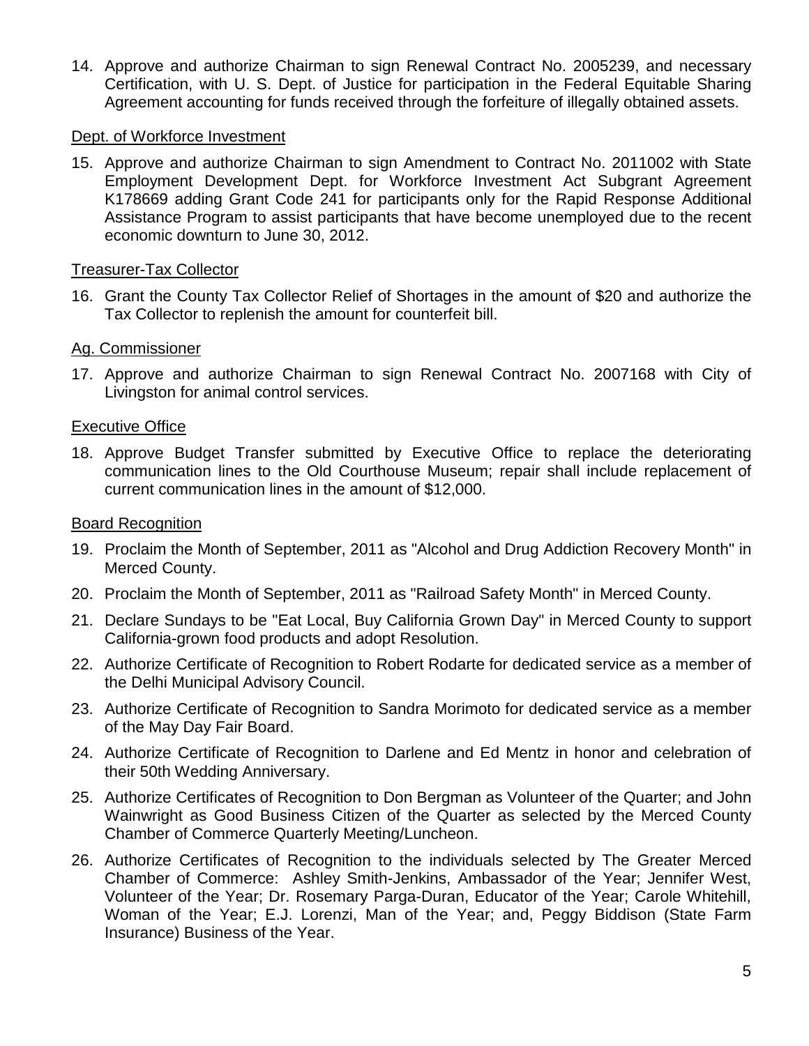14. Approve and authorize Chairman to sign Renewal Contract No. 2005239, and necessary Certification, with U. S. Dept. of Justice for participation in the Federal Equitable Sharing Agreement accounting for funds received through the forfeiture of illegally obtained assets.

Dept. of Workforce Investment

15. Approve and authorize Chairman to sign Amendment to Contract No. 2011002 with State Employment Development Dept. for Workforce Investment Act Subgrant Agreement K178669 adding Grant Code 241 for participants only for the Rapid Response Additional Assistance Program to assist participants that have become unemployed due to the recent economic downturn to June 30, 2012.

Treasurer-Tax Collector

16. Grant the County Tax Collector Relief of Shortages in the amount of $20 and authorize the Tax Collector to replenish the amount for counterfeit bill.

Ag. Commissioner

17. Approve and authorize Chairman to sign Renewal Contract No. 2007168 with City of Livingston for animal control services.

Executive Office

18. Approve Budget Transfer submitted by Executive Office to replace the deteriorating communication lines to the Old Courthouse Museum; repair shall include replacement of current communication lines in the amount of $12,000.

Board Recognition

19. Proclaim the Month of September, 2011 as "Alcohol and Drug Addiction Recovery Month" in Merced County.
20. Proclaim the Month of September, 2011 as "Railroad Safety Month" in Merced County.
21. Declare Sundays to be "Eat Local, Buy California Grown Day" in Merced County to support California-grown food products and adopt Resolution.
22. Authorize Certificate of Recognition to Robert Rodarte for dedicated service as a member of the Delhi Municipal Advisory Council.
23. Authorize Certificate of Recognition to Sandra Morimoto for dedicated service as a member of the May Day Fair Board.
24. Authorize Certificate of Recognition to Darlene and Ed Mentz in honor and celebration of their 50th Wedding Anniversary.
25. Authorize Certificates of Recognition to Don Bergman as Volunteer of the Quarter; and John Wainwright as Good Business Citizen of the Quarter as selected by the Merced County Chamber of Commerce Quarterly Meeting/Luncheon.
26. Authorize Certificates of Recognition to the individuals selected by The Greater Merced Chamber of Commerce: Ashley Smith-Jenkins, Ambassador of the Year; Jennifer West, Volunteer of the Year; Dr. Rosemary Parga-Duran, Educator of the Year; Carole Whitehill, Woman of the Year; E.J. Lorenzi, Man of the Year; and, Peggy Biddison (State Farm Insurance) Business of the Year.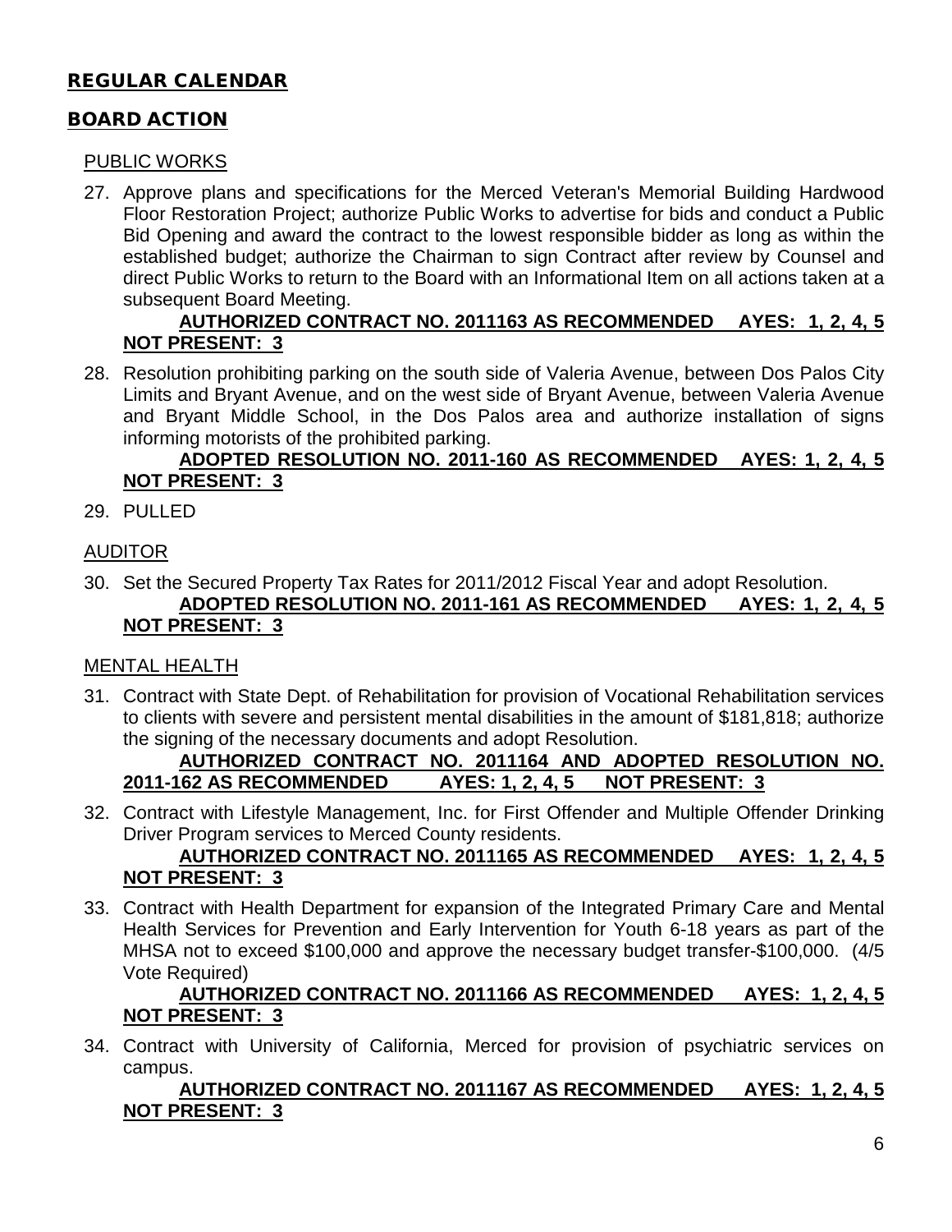## REGULAR CALENDAR

## BOARD ACTION

### PUBLIC WORKS

27. Approve plans and specifications for the Merced Veteran's Memorial Building Hardwood Floor Restoration Project; authorize Public Works to advertise for bids and conduct a Public Bid Opening and award the contract to the lowest responsible bidder as long as within the established budget; authorize the Chairman to sign Contract after review by Counsel and direct Public Works to return to the Board with an Informational Item on all actions taken at a subsequent Board Meeting.

    **AUTHORIZED CONTRACT NO. 2011163 AS RECOMMENDED AYES: 1, 2, 4, 5 NOT PRESENT: 3**

28. Resolution prohibiting parking on the south side of Valeria Avenue, between Dos Palos City Limits and Bryant Avenue, and on the west side of Bryant Avenue, between Valeria Avenue and Bryant Middle School, in the Dos Palos area and authorize installation of signs informing motorists of the prohibited parking.

    **ADOPTED RESOLUTION NO. 2011-160 AS RECOMMENDED AYES: 1, 2, 4, 5 NOT PRESENT: 3**

29. PULLED

### AUDITOR

30. Set the Secured Property Tax Rates for 2011/2012 Fiscal Year and adopt Resolution.

    **ADOPTED RESOLUTION NO. 2011-161 AS RECOMMENDED AYES: 1, 2, 4, 5 NOT PRESENT: 3**

### MENTAL HEALTH

31. Contract with State Dept. of Rehabilitation for provision of Vocational Rehabilitation services to clients with severe and persistent mental disabilities in the amount of $181,818; authorize the signing of the necessary documents and adopt Resolution.

    **AUTHORIZED CONTRACT NO. 2011164 AND ADOPTED RESOLUTION NO. 2011-162 AS RECOMMENDED AYES: 1, 2, 4, 5 NOT PRESENT: 3**

32. Contract with Lifestyle Management, Inc. for First Offender and Multiple Offender Drinking Driver Program services to Merced County residents.

    **AUTHORIZED CONTRACT NO. 2011165 AS RECOMMENDED AYES: 1, 2, 4, 5 NOT PRESENT: 3**

33. Contract with Health Department for expansion of the Integrated Primary Care and Mental Health Services for Prevention and Early Intervention for Youth 6-18 years as part of the MHSA not to exceed $100,000 and approve the necessary budget transfer-$100,000. (4/5 Vote Required)

    **AUTHORIZED CONTRACT NO. 2011166 AS RECOMMENDED AYES: 1, 2, 4, 5 NOT PRESENT: 3**

34. Contract with University of California, Merced for provision of psychiatric services on campus.

    **AUTHORIZED CONTRACT NO. 2011167 AS RECOMMENDED AYES: 1, 2, 4, 5 NOT PRESENT: 3**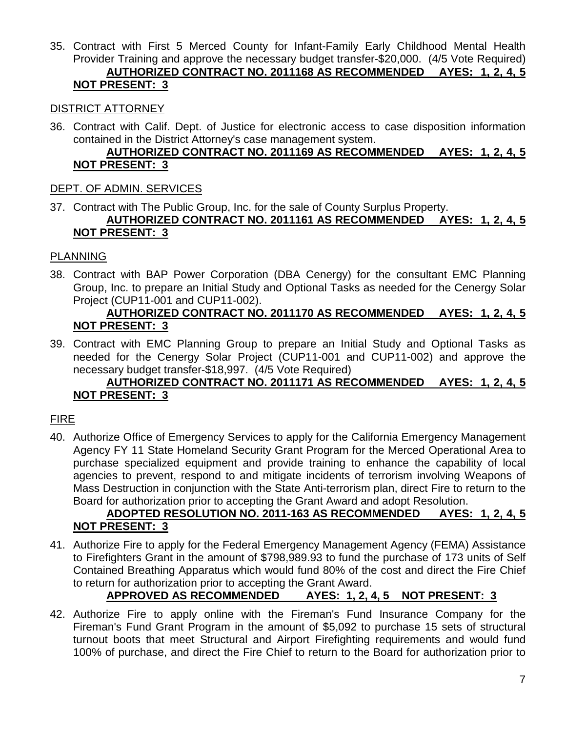35. Contract with First 5 Merced County for Infant-Family Early Childhood Mental Health Provider Training and approve the necessary budget transfer-$20,000. (4/5 Vote Required)
**AUTHORIZED CONTRACT NO. 2011168 AS RECOMMENDED AYES: 1, 2, 4, 5 NOT PRESENT: 3**

DISTRICT ATTORNEY

36. Contract with Calif. Dept. of Justice for electronic access to case disposition information contained in the District Attorney's case management system.
**AUTHORIZED CONTRACT NO. 2011169 AS RECOMMENDED AYES: 1, 2, 4, 5 NOT PRESENT: 3**

DEPT. OF ADMIN. SERVICES

37. Contract with The Public Group, Inc. for the sale of County Surplus Property.
**AUTHORIZED CONTRACT NO. 2011161 AS RECOMMENDED AYES: 1, 2, 4, 5 NOT PRESENT: 3**

PLANNING

38. Contract with BAP Power Corporation (DBA Cenergy) for the consultant EMC Planning Group, Inc. to prepare an Initial Study and Optional Tasks as needed for the Cenergy Solar Project (CUP11-001 and CUP11-002).
**AUTHORIZED CONTRACT NO. 2011170 AS RECOMMENDED AYES: 1, 2, 4, 5 NOT PRESENT: 3**

39. Contract with EMC Planning Group to prepare an Initial Study and Optional Tasks as needed for the Cenergy Solar Project (CUP11-001 and CUP11-002) and approve the necessary budget transfer-$18,997. (4/5 Vote Required)
**AUTHORIZED CONTRACT NO. 2011171 AS RECOMMENDED AYES: 1, 2, 4, 5 NOT PRESENT: 3**

FIRE

40. Authorize Office of Emergency Services to apply for the California Emergency Management Agency FY 11 State Homeland Security Grant Program for the Merced Operational Area to purchase specialized equipment and provide training to enhance the capability of local agencies to prevent, respond to and mitigate incidents of terrorism involving Weapons of Mass Destruction in conjunction with the State Anti-terrorism plan, direct Fire to return to the Board for authorization prior to accepting the Grant Award and adopt Resolution.
**ADOPTED RESOLUTION NO. 2011-163 AS RECOMMENDED AYES: 1, 2, 4, 5 NOT PRESENT: 3**

41. Authorize Fire to apply for the Federal Emergency Management Agency (FEMA) Assistance to Firefighters Grant in the amount of $798,989.93 to fund the purchase of 173 units of Self Contained Breathing Apparatus which would fund 80% of the cost and direct the Fire Chief to return for authorization prior to accepting the Grant Award.
**APPROVED AS RECOMMENDED AYES: 1, 2, 4, 5 NOT PRESENT: 3**

42. Authorize Fire to apply online with the Fireman's Fund Insurance Company for the Fireman's Fund Grant Program in the amount of $5,092 to purchase 15 sets of structural turnout boots that meet Structural and Airport Firefighting requirements and would fund 100% of purchase, and direct the Fire Chief to return to the Board for authorization prior to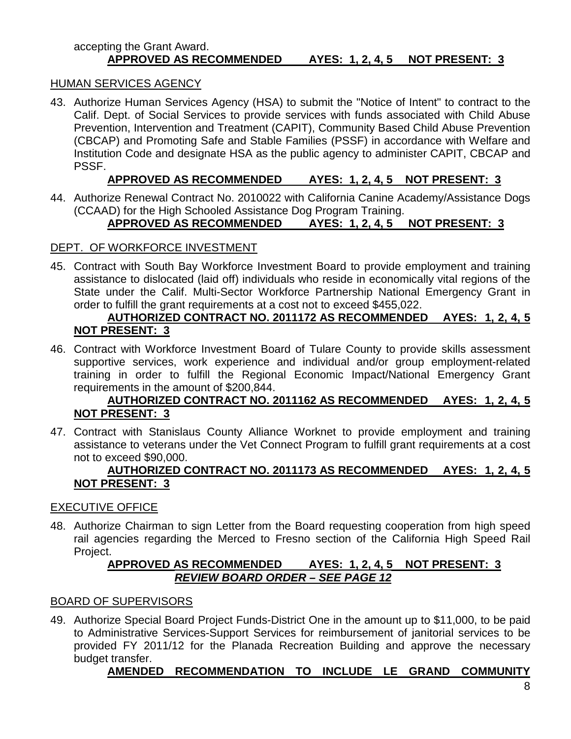accepting the Grant Award.

**APPROVED AS RECOMMENDED AYES: 1, 2, 4, 5 NOT PRESENT: 3**

HUMAN SERVICES AGENCY

43. Authorize Human Services Agency (HSA) to submit the "Notice of Intent" to contract to the Calif. Dept. of Social Services to provide services with funds associated with Child Abuse Prevention, Intervention and Treatment (CAPIT), Community Based Child Abuse Prevention (CBCAP) and Promoting Safe and Stable Families (PSSF) in accordance with Welfare and Institution Code and designate HSA as the public agency to administer CAPIT, CBCAP and PSSF.

    **APPROVED AS RECOMMENDED AYES: 1, 2, 4, 5 NOT PRESENT: 3**

44. Authorize Renewal Contract No. 2010022 with California Canine Academy/Assistance Dogs (CCAAD) for the High Schooled Assistance Dog Program Training.

    **APPROVED AS RECOMMENDED AYES: 1, 2, 4, 5 NOT PRESENT: 3**

DEPT. OF WORKFORCE INVESTMENT

45. Contract with South Bay Workforce Investment Board to provide employment and training assistance to dislocated (laid off) individuals who reside in economically vital regions of the State under the Calif. Multi-Sector Workforce Partnership National Emergency Grant in order to fulfill the grant requirements at a cost not to exceed $455,022.

    **AUTHORIZED CONTRACT NO. 2011172 AS RECOMMENDED AYES: 1, 2, 4, 5 NOT PRESENT: 3**

46. Contract with Workforce Investment Board of Tulare County to provide skills assessment supportive services, work experience and individual and/or group employment-related training in order to fulfill the Regional Economic Impact/National Emergency Grant requirements in the amount of $200,844.

    **AUTHORIZED CONTRACT NO. 2011162 AS RECOMMENDED AYES: 1, 2, 4, 5 NOT PRESENT: 3**

47. Contract with Stanislaus County Alliance Worknet to provide employment and training assistance to veterans under the Vet Connect Program to fulfill grant requirements at a cost not to exceed $90,000.

    **AUTHORIZED CONTRACT NO. 2011173 AS RECOMMENDED AYES: 1, 2, 4, 5 NOT PRESENT: 3**

EXECUTIVE OFFICE

48. Authorize Chairman to sign Letter from the Board requesting cooperation from high speed rail agencies regarding the Merced to Fresno section of the California High Speed Rail Project.

    **APPROVED AS RECOMMENDED AYES: 1, 2, 4, 5 NOT PRESENT: 3**
    ***REVIEW BOARD ORDER – SEE PAGE 12***

BOARD OF SUPERVISORS

49. Authorize Special Board Project Funds-District One in the amount up to $11,000, to be paid to Administrative Services-Support Services for reimbursement of janitorial services to be provided FY 2011/12 for the Planada Recreation Building and approve the necessary budget transfer.

    **AMENDED RECOMMENDATION TO INCLUDE LE GRAND COMMUNITY**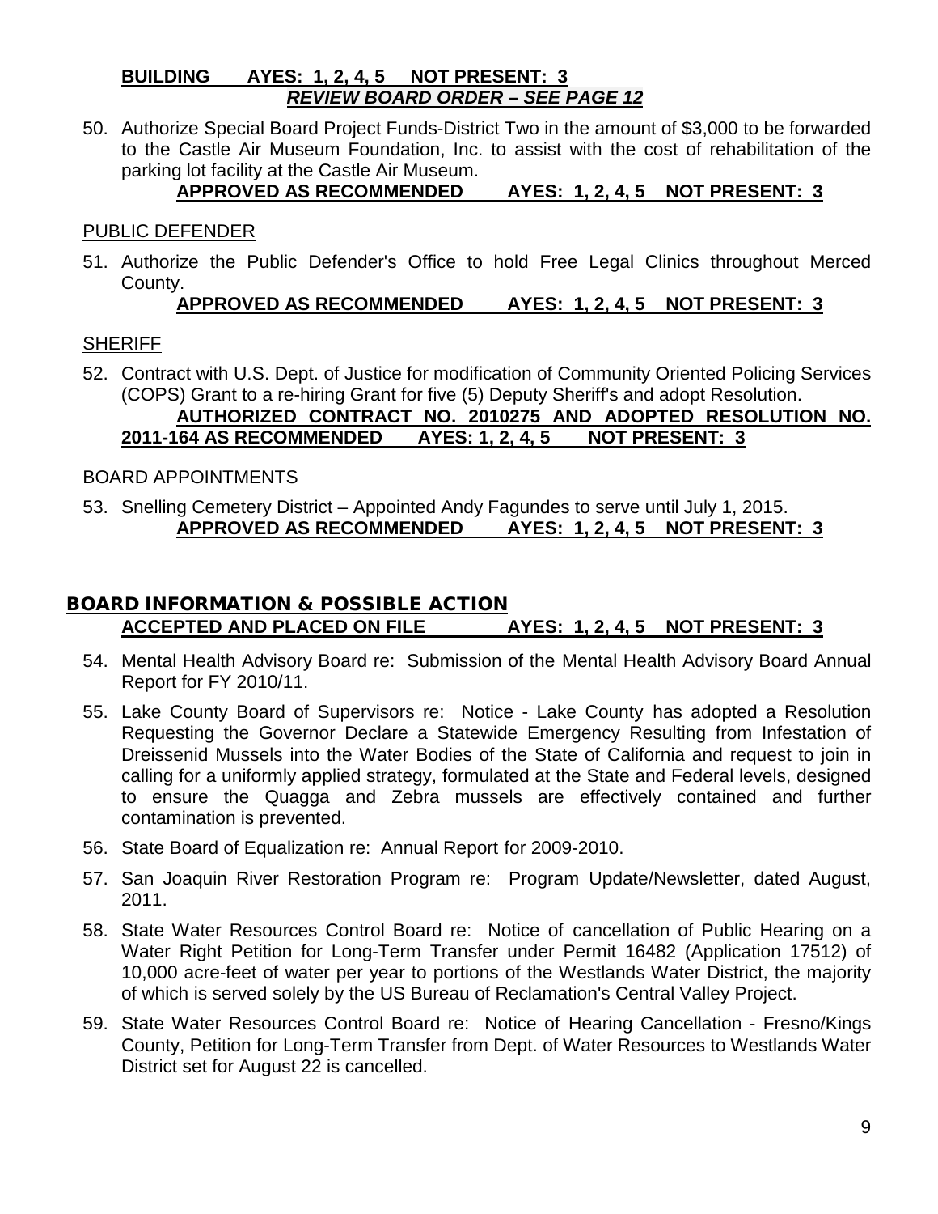**BUILDING AYES: 1, 2, 4, 5 NOT PRESENT: 3**
***REVIEW BOARD ORDER – SEE PAGE 12***

50. Authorize Special Board Project Funds-District Two in the amount of $3,000 to be forwarded to the Castle Air Museum Foundation, Inc. to assist with the cost of rehabilitation of the parking lot facility at the Castle Air Museum.
**APPROVED AS RECOMMENDED AYES: 1, 2, 4, 5 NOT PRESENT: 3**

PUBLIC DEFENDER

51. Authorize the Public Defender's Office to hold Free Legal Clinics throughout Merced County.
**APPROVED AS RECOMMENDED AYES: 1, 2, 4, 5 NOT PRESENT: 3**

SHERIFF

52. Contract with U.S. Dept. of Justice for modification of Community Oriented Policing Services (COPS) Grant to a re-hiring Grant for five (5) Deputy Sheriff's and adopt Resolution.
**AUTHORIZED CONTRACT NO. 2010275 AND ADOPTED RESOLUTION NO. 2011-164 AS RECOMMENDED AYES: 1, 2, 4, 5 NOT PRESENT: 3**

BOARD APPOINTMENTS

53. Snelling Cemetery District – Appointed Andy Fagundes to serve until July 1, 2015.
**APPROVED AS RECOMMENDED AYES: 1, 2, 4, 5 NOT PRESENT: 3**

## BOARD INFORMATION & POSSIBLE ACTION

**ACCEPTED AND PLACED ON FILE AYES: 1, 2, 4, 5 NOT PRESENT: 3**

54. Mental Health Advisory Board re: Submission of the Mental Health Advisory Board Annual Report for FY 2010/11.
55. Lake County Board of Supervisors re: Notice - Lake County has adopted a Resolution Requesting the Governor Declare a Statewide Emergency Resulting from Infestation of Dreissenid Mussels into the Water Bodies of the State of California and request to join in calling for a uniformly applied strategy, formulated at the State and Federal levels, designed to ensure the Quagga and Zebra mussels are effectively contained and further contamination is prevented.
56. State Board of Equalization re: Annual Report for 2009-2010.
57. San Joaquin River Restoration Program re: Program Update/Newsletter, dated August, 2011.
58. State Water Resources Control Board re: Notice of cancellation of Public Hearing on a Water Right Petition for Long-Term Transfer under Permit 16482 (Application 17512) of 10,000 acre-feet of water per year to portions of the Westlands Water District, the majority of which is served solely by the US Bureau of Reclamation's Central Valley Project.
59. State Water Resources Control Board re: Notice of Hearing Cancellation - Fresno/Kings County, Petition for Long-Term Transfer from Dept. of Water Resources to Westlands Water District set for August 22 is cancelled.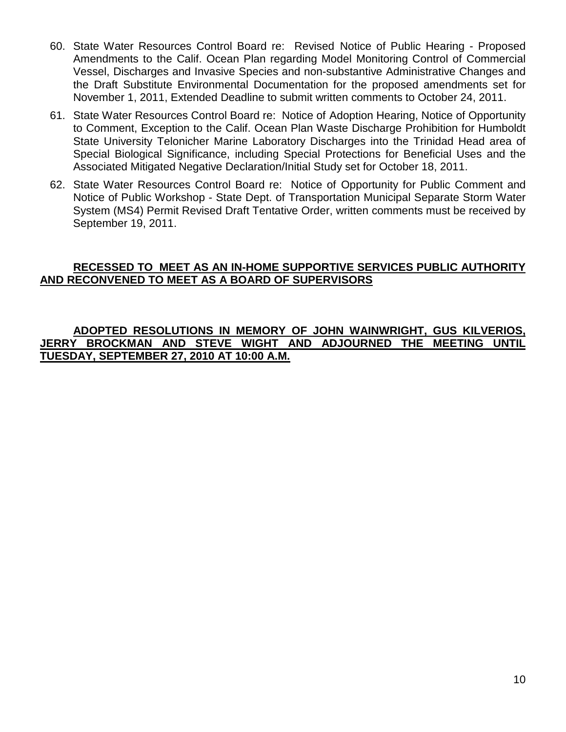60. State Water Resources Control Board re: Revised Notice of Public Hearing - Proposed Amendments to the Calif. Ocean Plan regarding Model Monitoring Control of Commercial Vessel, Discharges and Invasive Species and non-substantive Administrative Changes and the Draft Substitute Environmental Documentation for the proposed amendments set for November 1, 2011, Extended Deadline to submit written comments to October 24, 2011.
61. State Water Resources Control Board re: Notice of Adoption Hearing, Notice of Opportunity to Comment, Exception to the Calif. Ocean Plan Waste Discharge Prohibition for Humboldt State University Telonicher Marine Laboratory Discharges into the Trinidad Head area of Special Biological Significance, including Special Protections for Beneficial Uses and the Associated Mitigated Negative Declaration/Initial Study set for October 18, 2011.
62. State Water Resources Control Board re: Notice of Opportunity for Public Comment and Notice of Public Workshop - State Dept. of Transportation Municipal Separate Storm Water System (MS4) Permit Revised Draft Tentative Order, written comments must be received by September 19, 2011.

**RECESSED TO MEET AS AN IN-HOME SUPPORTIVE SERVICES PUBLIC AUTHORITY AND RECONVENED TO MEET AS A BOARD OF SUPERVISORS**

**ADOPTED RESOLUTIONS IN MEMORY OF JOHN WAINWRIGHT, GUS KILVERIOS, JERRY BROCKMAN AND STEVE WIGHT AND ADJOURNED THE MEETING UNTIL TUESDAY, SEPTEMBER 27, 2010 AT 10:00 A.M.**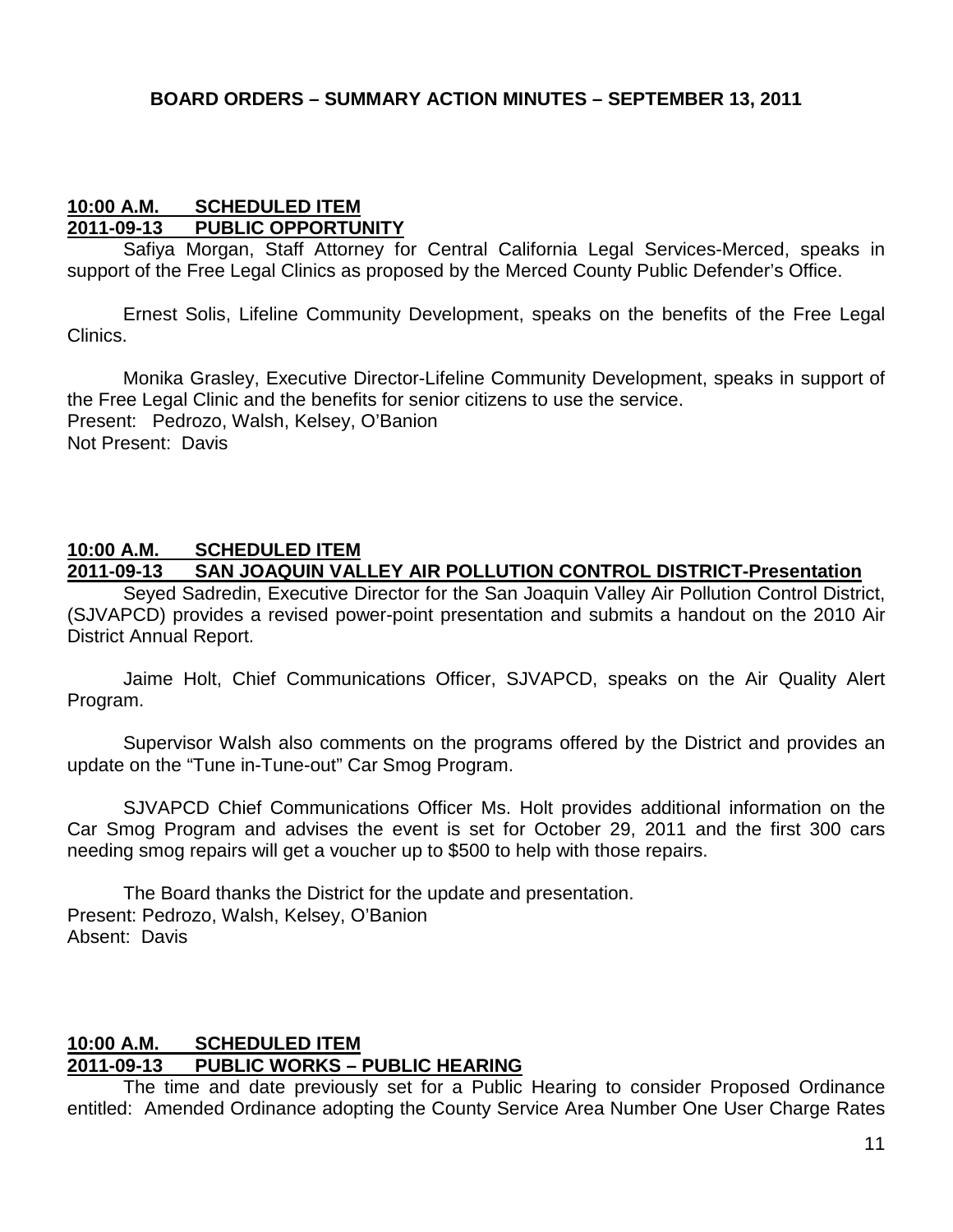**BOARD ORDERS – SUMMARY ACTION MINUTES – SEPTEMBER 13, 2011**

**10:00 A.M. SCHEDULED ITEM**
**2011-09-13 PUBLIC OPPORTUNITY**

Safiya Morgan, Staff Attorney for Central California Legal Services-Merced, speaks in support of the Free Legal Clinics as proposed by the Merced County Public Defender's Office.

Ernest Solis, Lifeline Community Development, speaks on the benefits of the Free Legal Clinics.

Monika Grasley, Executive Director-Lifeline Community Development, speaks in support of the Free Legal Clinic and the benefits for senior citizens to use the service.
Present: Pedrozo, Walsh, Kelsey, O'Banion
Not Present: Davis

**10:00 A.M. SCHEDULED ITEM**
**2011-09-13 SAN JOAQUIN VALLEY AIR POLLUTION CONTROL DISTRICT-Presentation**

Seyed Sadredin, Executive Director for the San Joaquin Valley Air Pollution Control District, (SJVAPCD) provides a revised power-point presentation and submits a handout on the 2010 Air District Annual Report.

Jaime Holt, Chief Communications Officer, SJVAPCD, speaks on the Air Quality Alert Program.

Supervisor Walsh also comments on the programs offered by the District and provides an update on the "Tune in-Tune-out" Car Smog Program.

SJVAPCD Chief Communications Officer Ms. Holt provides additional information on the Car Smog Program and advises the event is set for October 29, 2011 and the first 300 cars needing smog repairs will get a voucher up to $500 to help with those repairs.

The Board thanks the District for the update and presentation.
Present: Pedrozo, Walsh, Kelsey, O'Banion
Absent: Davis

**10:00 A.M. SCHEDULED ITEM**
**2011-09-13 PUBLIC WORKS – PUBLIC HEARING**

The time and date previously set for a Public Hearing to consider Proposed Ordinance entitled: Amended Ordinance adopting the County Service Area Number One User Charge Rates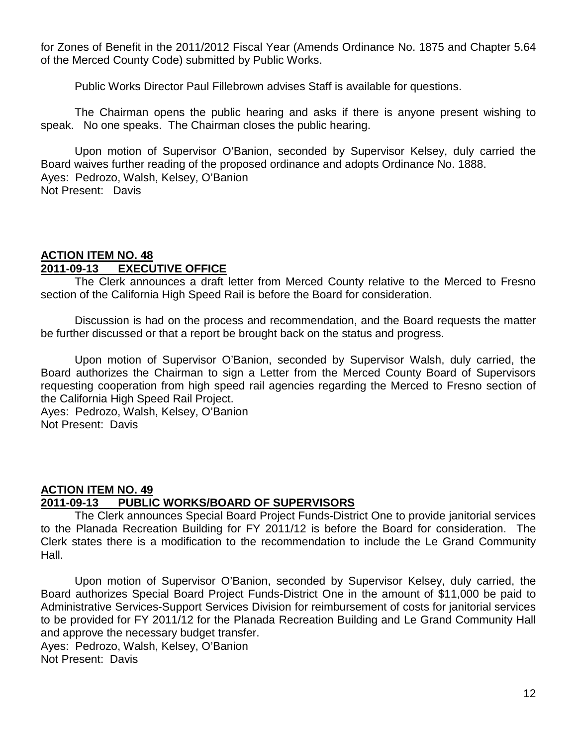for Zones of Benefit in the 2011/2012 Fiscal Year (Amends Ordinance No. 1875 and Chapter 5.64 of the Merced County Code) submitted by Public Works.

Public Works Director Paul Fillebrown advises Staff is available for questions.

The Chairman opens the public hearing and asks if there is anyone present wishing to speak. No one speaks. The Chairman closes the public hearing.

Upon motion of Supervisor O'Banion, seconded by Supervisor Kelsey, duly carried the Board waives further reading of the proposed ordinance and adopts Ordinance No. 1888.
Ayes: Pedrozo, Walsh, Kelsey, O'Banion
Not Present: Davis

## ACTION ITEM NO. 48
## 2011-09-13 EXECUTIVE OFFICE

The Clerk announces a draft letter from Merced County relative to the Merced to Fresno section of the California High Speed Rail is before the Board for consideration.

Discussion is had on the process and recommendation, and the Board requests the matter be further discussed or that a report be brought back on the status and progress.

Upon motion of Supervisor O'Banion, seconded by Supervisor Walsh, duly carried, the Board authorizes the Chairman to sign a Letter from the Merced County Board of Supervisors requesting cooperation from high speed rail agencies regarding the Merced to Fresno section of the California High Speed Rail Project.
Ayes: Pedrozo, Walsh, Kelsey, O'Banion
Not Present: Davis

## ACTION ITEM NO. 49
## 2011-09-13 PUBLIC WORKS/BOARD OF SUPERVISORS

The Clerk announces Special Board Project Funds-District One to provide janitorial services to the Planada Recreation Building for FY 2011/12 is before the Board for consideration. The Clerk states there is a modification to the recommendation to include the Le Grand Community Hall.

Upon motion of Supervisor O'Banion, seconded by Supervisor Kelsey, duly carried, the Board authorizes Special Board Project Funds-District One in the amount of $11,000 be paid to Administrative Services-Support Services Division for reimbursement of costs for janitorial services to be provided for FY 2011/12 for the Planada Recreation Building and Le Grand Community Hall and approve the necessary budget transfer.
Ayes: Pedrozo, Walsh, Kelsey, O'Banion
Not Present: Davis